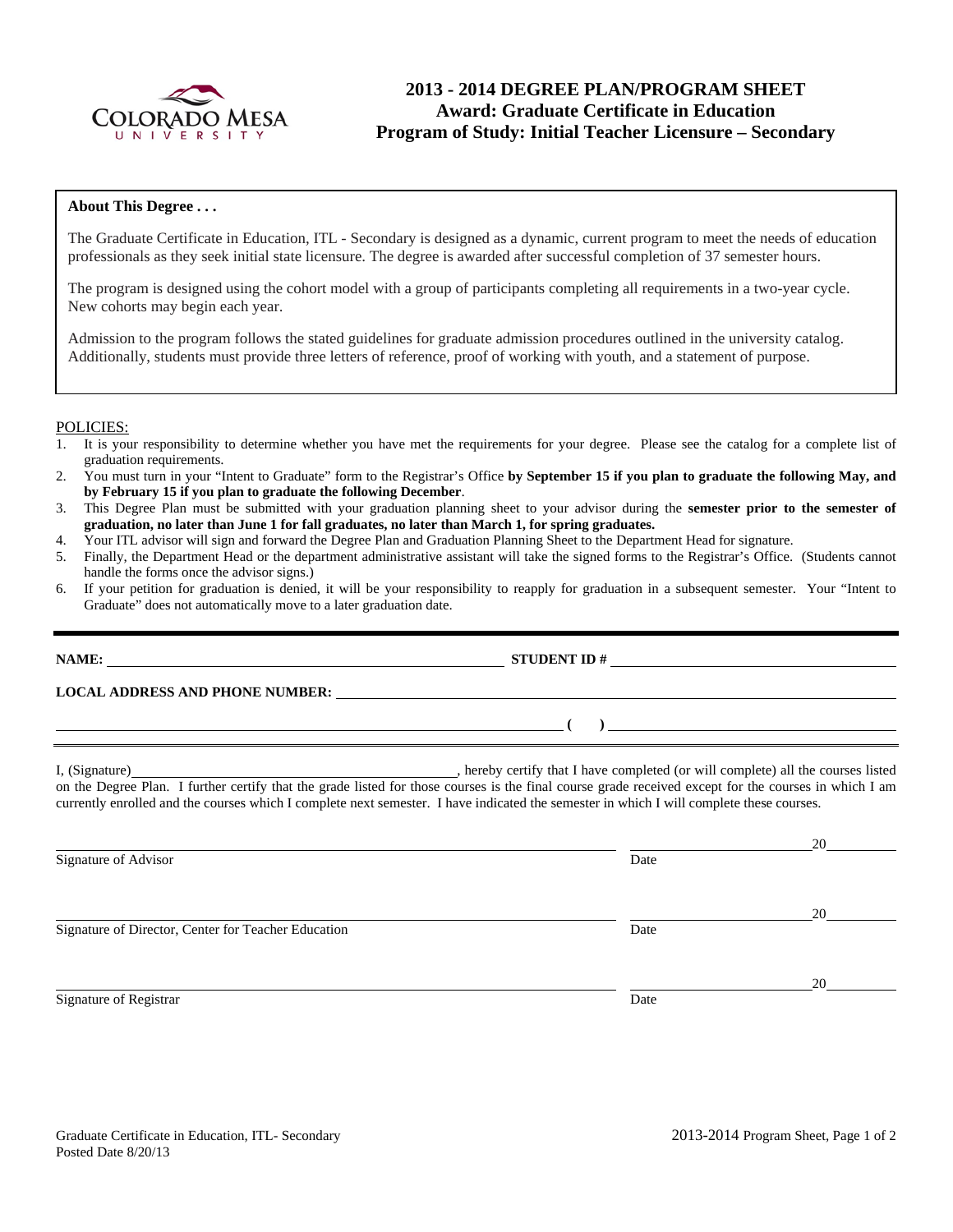COLORADO MESA UNIVERSITY

# 2013 - 2014 DEGREE PLAN/PROGRAM SHEET
## Award: Graduate Certificate in Education
## Program of Study: Initial Teacher Licensure – Secondary

**About This Degree . . .**

The Graduate Certificate in Education, ITL - Secondary is designed as a dynamic, current program to meet the needs of education professionals as they seek initial state licensure. The degree is awarded after successful completion of 37 semester hours.

The program is designed using the cohort model with a group of participants completing all requirements in a two-year cycle. New cohorts may begin each year.

Admission to the program follows the stated guidelines for graduate admission procedures outlined in the university catalog. Additionally, students must provide three letters of reference, proof of working with youth, and a statement of purpose.

POLICIES:

1. It is your responsibility to determine whether you have met the requirements for your degree. Please see the catalog for a complete list of graduation requirements.
2. You must turn in your "Intent to Graduate" form to the Registrar's Office **by September 15 if you plan to graduate the following May, and by February 15 if you plan to graduate the following December**.
3. This Degree Plan must be submitted with your graduation planning sheet to your advisor during the **semester prior to the semester of graduation, no later than June 1 for fall graduates, no later than March 1, for spring graduates.**
4. Your ITL advisor will sign and forward the Degree Plan and Graduation Planning Sheet to the Department Head for signature.
5. Finally, the Department Head or the department administrative assistant will take the signed forms to the Registrar's Office. (Students cannot handle the forms once the advisor signs.)
6. If your petition for graduation is denied, it will be your responsibility to reapply for graduation in a subsequent semester. Your "Intent to Graduate" does not automatically move to a later graduation date.

**NAME:** ______________________________ **STUDENT ID #** ______________________________

**LOCAL ADDRESS AND PHONE NUMBER:** ______________________________

______________________________ **( )** ______________________________

I, (Signature)______________________________, hereby certify that I have completed (or will complete) all the courses listed on the Degree Plan. I further certify that the grade listed for those courses is the final course grade received except for the courses in which I am currently enrolled and the courses which I complete next semester. I have indicated the semester in which I will complete these courses.

______________________________ ______________20______
Signature of Advisor Date

______________________________ ______________20______
Signature of Director, Center for Teacher Education Date

______________________________ ______________20______
Signature of Registrar Date

Graduate Certificate in Education, ITL- Secondary
Posted Date 8/20/13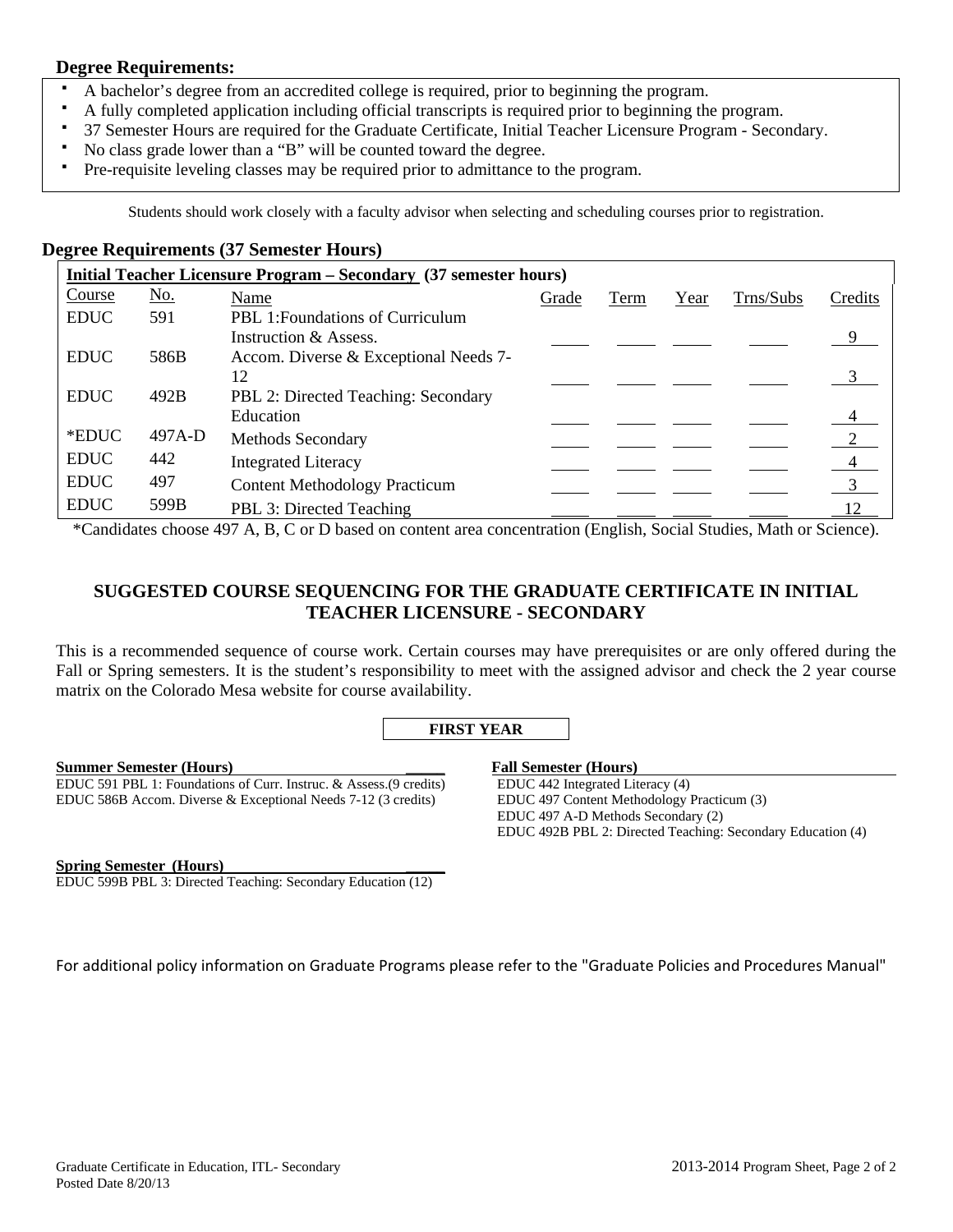## Degree Requirements:

- A bachelor's degree from an accredited college is required, prior to beginning the program.
- A fully completed application including official transcripts is required prior to beginning the program.
- 37 Semester Hours are required for the Graduate Certificate, Initial Teacher Licensure Program - Secondary.
- No class grade lower than a "B" will be counted toward the degree.
- Pre-requisite leveling classes may be required prior to admittance to the program.

Students should work closely with a faculty advisor when selecting and scheduling courses prior to registration.

## Degree Requirements (37 Semester Hours)

**Initial Teacher Licensure Program – Secondary (37 semester hours)**

| Course | No. | Name | Grade | Term | Year | Trns/Subs | Credits |
|---|---|---|---|---|---|---|---|
| EDUC | 591 | PBL 1:Foundations of Curriculum Instruction & Assess. | | | | | 9 |
| EDUC | 586B | Accom. Diverse & Exceptional Needs 7-12 | | | | | 3 |
| EDUC | 492B | PBL 2: Directed Teaching: Secondary Education | | | | | 4 |
| *EDUC | 497A-D | Methods Secondary | | | | | 2 |
| EDUC | 442 | Integrated Literacy | | | | | 4 |
| EDUC | 497 | Content Methodology Practicum | | | | | 3 |
| EDUC | 599B | PBL 3: Directed Teaching | | | | | 12 |

*Candidates choose 497 A, B, C or D based on content area concentration (English, Social Studies, Math or Science).

## SUGGESTED COURSE SEQUENCING FOR THE GRADUATE CERTIFICATE IN INITIAL TEACHER LICENSURE - SECONDARY

This is a recommended sequence of course work. Certain courses may have prerequisites or are only offered during the Fall or Spring semesters. It is the student's responsibility to meet with the assigned advisor and check the 2 year course matrix on the Colorado Mesa website for course availability.

### FIRST YEAR

**Summer Semester (Hours)**

EDUC 591 PBL 1: Foundations of Curr. Instruc. & Assess.(9 credits)
EDUC 586B Accom. Diverse & Exceptional Needs 7-12 (3 credits)

**Fall Semester (Hours)**

EDUC 442 Integrated Literacy (4)
EDUC 497 Content Methodology Practicum (3)
EDUC 497 A-D Methods Secondary (2)
EDUC 492B PBL 2: Directed Teaching: Secondary Education (4)

**Spring Semester (Hours)**

EDUC 599B PBL 3: Directed Teaching: Secondary Education (12)

For additional policy information on Graduate Programs please refer to the "Graduate Policies and Procedures Manual"

Graduate Certificate in Education, ITL- Secondary
Posted Date 8/20/13